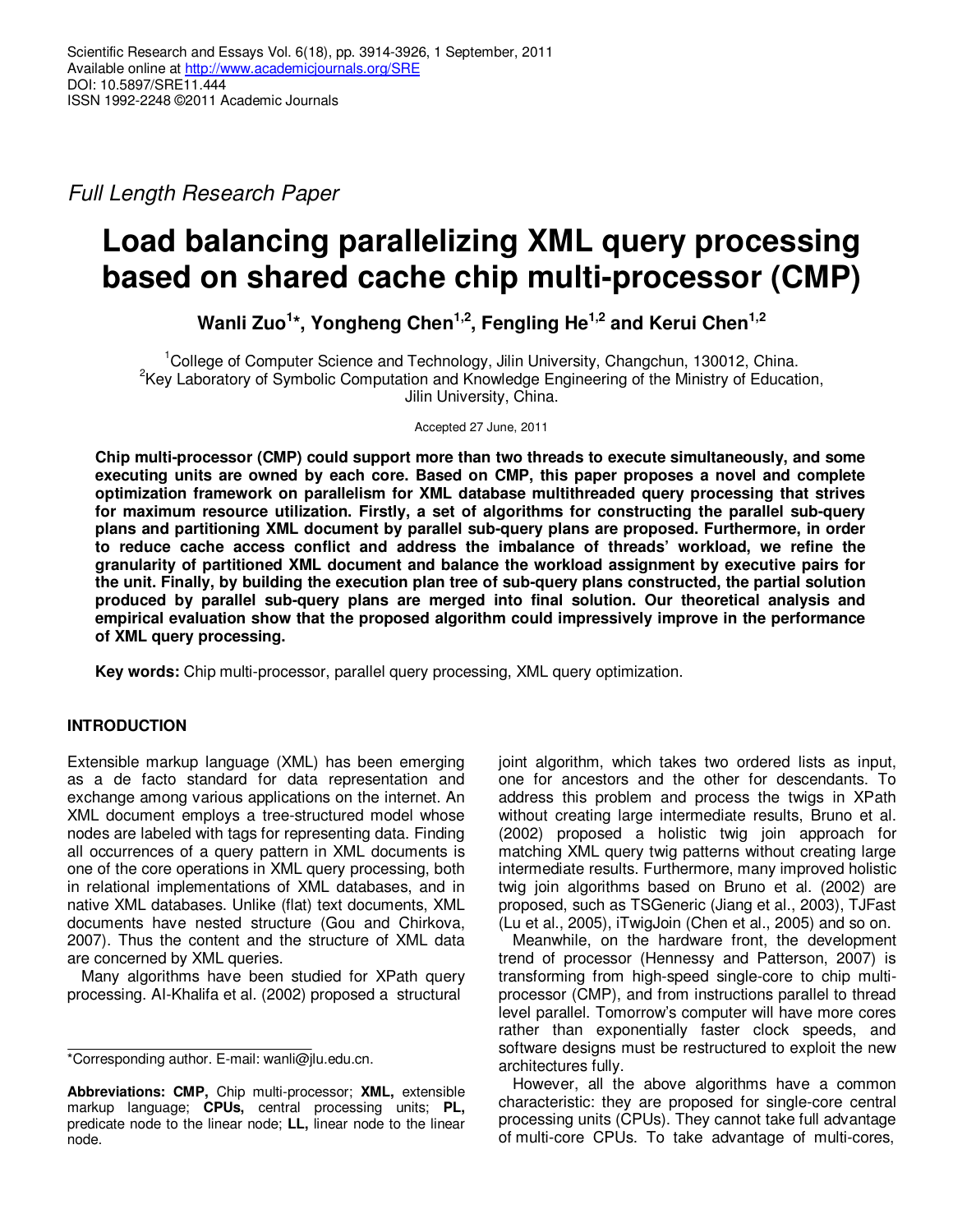Scientific Research and Essays Vol. 6(18), pp. 3914-3926, 1 September, 2011
Available online at http://www.academicjournals.org/SRE
DOI: 10.5897/SRE11.444
ISSN 1992-2248 ©2011 Academic Journals

*Full Length Research Paper*

# Load balancing parallelizing XML query processing based on shared cache chip multi-processor (CMP)

**Wanli Zuo[1]*, Yongheng Chen[1,2], Fengling He[1,2] and Kerui Chen[1,2]**

[1]College of Computer Science and Technology, Jilin University, Changchun, 130012, China.
[2]Key Laboratory of Symbolic Computation and Knowledge Engineering of the Ministry of Education, Jilin University, China.

Accepted 27 June, 2011

**Chip multi-processor (CMP) could support more than two threads to execute simultaneously, and some executing units are owned by each core. Based on CMP, this paper proposes a novel and complete optimization framework on parallelism for XML database multithreaded query processing that strives for maximum resource utilization. Firstly, a set of algorithms for constructing the parallel sub-query plans and partitioning XML document by parallel sub-query plans are proposed. Furthermore, in order to reduce cache access conflict and address the imbalance of threads' workload, we refine the granularity of partitioned XML document and balance the workload assignment by executive pairs for the unit. Finally, by building the execution plan tree of sub-query plans constructed, the partial solution produced by parallel sub-query plans are merged into final solution. Our theoretical analysis and empirical evaluation show that the proposed algorithm could impressively improve in the performance of XML query processing.**

**Key words:** Chip multi-processor, parallel query processing, XML query optimization.

## INTRODUCTION

Extensible markup language (XML) has been emerging as a de facto standard for data representation and exchange among various applications on the internet. An XML document employs a tree-structured model whose nodes are labeled with tags for representing data. Finding all occurrences of a query pattern in XML documents is one of the core operations in XML query processing, both in relational implementations of XML databases, and in native XML databases. Unlike (flat) text documents, XML documents have nested structure (Gou and Chirkova, 2007). Thus the content and the structure of XML data are concerned by XML queries.

Many algorithms have been studied for XPath query processing. Al-Khalifa et al. (2002) proposed a structural joint algorithm, which takes two ordered lists as input, one for ancestors and the other for descendants. To address this problem and process the twigs in XPath without creating large intermediate results, Bruno et al. (2002) proposed a holistic twig join approach for matching XML query twig patterns without creating large intermediate results. Furthermore, many improved holistic twig join algorithms based on Bruno et al. (2002) are proposed, such as TSGeneric (Jiang et al., 2003), TJFast (Lu et al., 2005), iTwigJoin (Chen et al., 2005) and so on.

Meanwhile, on the hardware front, the development trend of processor (Hennessy and Patterson, 2007) is transforming from high-speed single-core to chip multi-processor (CMP), and from instructions parallel to thread level parallel. Tomorrow's computer will have more cores rather than exponentially faster clock speeds, and software designs must be restructured to exploit the new architectures fully.

However, all the above algorithms have a common characteristic: they are proposed for single-core central processing units (CPUs). They cannot take full advantage of multi-core CPUs. To take advantage of multi-cores,

*Corresponding author. E-mail: wanli@jlu.edu.cn.

**Abbreviations: CMP,** Chip multi-processor; **XML,** extensible markup language; **CPUs,** central processing units; **PL,** predicate node to the linear node; **LL,** linear node to the linear node.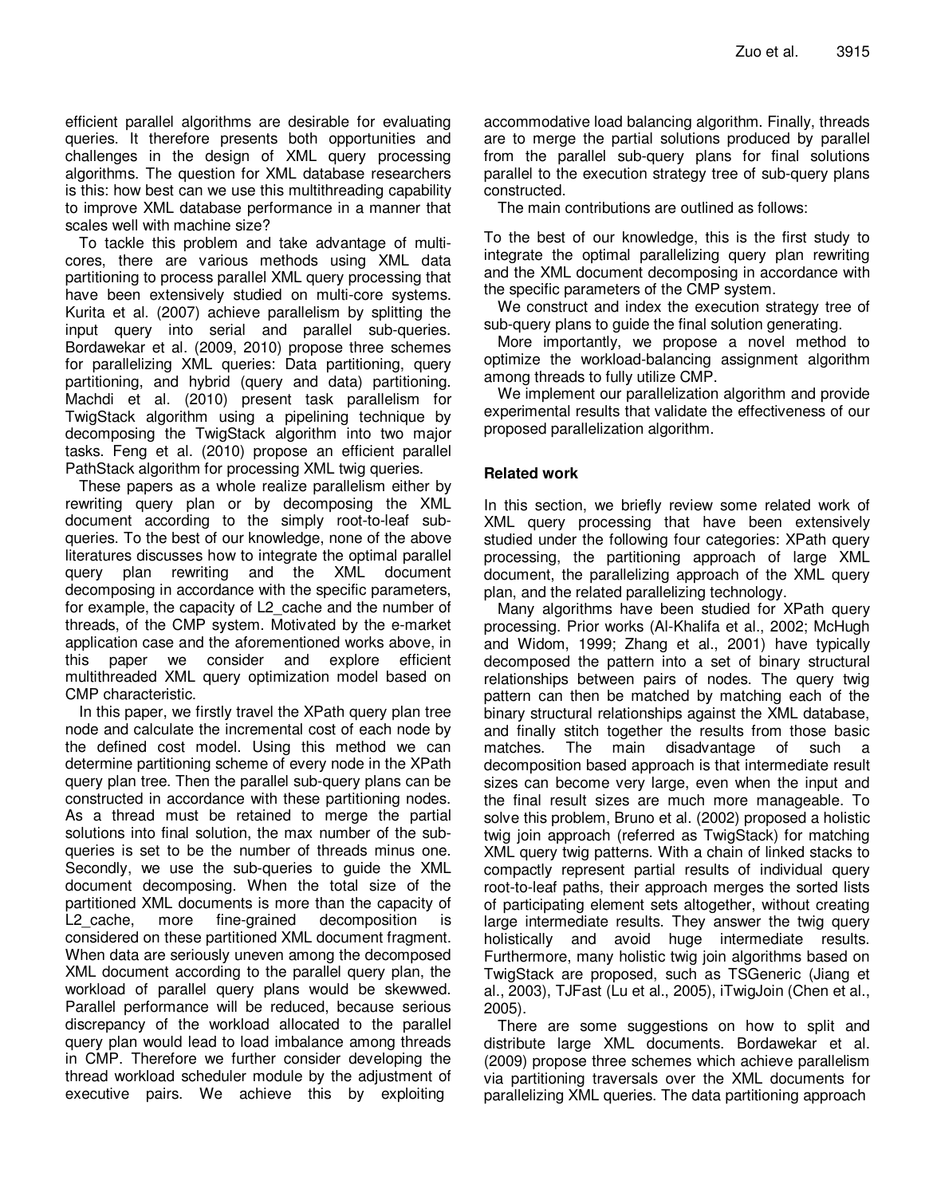efficient parallel algorithms are desirable for evaluating queries. It therefore presents both opportunities and challenges in the design of XML query processing algorithms. The question for XML database researchers is this: how best can we use this multithreading capability to improve XML database performance in a manner that scales well with machine size?

To tackle this problem and take advantage of multi-cores, there are various methods using XML data partitioning to process parallel XML query processing that have been extensively studied on multi-core systems. Kurita et al. (2007) achieve parallelism by splitting the input query into serial and parallel sub-queries. Bordawekar et al. (2009, 2010) propose three schemes for parallelizing XML queries: Data partitioning, query partitioning, and hybrid (query and data) partitioning. Machdi et al. (2010) present task parallelism for TwigStack algorithm using a pipelining technique by decomposing the TwigStack algorithm into two major tasks. Feng et al. (2010) propose an efficient parallel PathStack algorithm for processing XML twig queries.

These papers as a whole realize parallelism either by rewriting query plan or by decomposing the XML document according to the simply root-to-leaf sub-queries. To the best of our knowledge, none of the above literatures discusses how to integrate the optimal parallel query plan rewriting and the XML document decomposing in accordance with the specific parameters, for example, the capacity of L2_cache and the number of threads, of the CMP system. Motivated by the e-market application case and the aforementioned works above, in this paper we consider and explore efficient multithreaded XML query optimization model based on CMP characteristic.

In this paper, we firstly travel the XPath query plan tree node and calculate the incremental cost of each node by the defined cost model. Using this method we can determine partitioning scheme of every node in the XPath query plan tree. Then the parallel sub-query plans can be constructed in accordance with these partitioning nodes. As a thread must be retained to merge the partial solutions into final solution, the max number of the sub-queries is set to be the number of threads minus one. Secondly, we use the sub-queries to guide the XML document decomposing. When the total size of the partitioned XML documents is more than the capacity of L2_cache, more fine-grained decomposition is considered on these partitioned XML document fragment. When data are seriously uneven among the decomposed XML document according to the parallel query plan, the workload of parallel query plans would be skewwed. Parallel performance will be reduced, because serious discrepancy of the workload allocated to the parallel query plan would lead to load imbalance among threads in CMP. Therefore we further consider developing the thread workload scheduler module by the adjustment of executive pairs. We achieve this by exploiting accommodative load balancing algorithm. Finally, threads are to merge the partial solutions produced by parallel from the parallel sub-query plans for final solutions parallel to the execution strategy tree of sub-query plans constructed.

The main contributions are outlined as follows:

To the best of our knowledge, this is the first study to integrate the optimal parallelizing query plan rewriting and the XML document decomposing in accordance with the specific parameters of the CMP system.

We construct and index the execution strategy tree of sub-query plans to guide the final solution generating.

More importantly, we propose a novel method to optimize the workload-balancing assignment algorithm among threads to fully utilize CMP.

We implement our parallelization algorithm and provide experimental results that validate the effectiveness of our proposed parallelization algorithm.

## Related work

In this section, we briefly review some related work of XML query processing that have been extensively studied under the following four categories: XPath query processing, the partitioning approach of large XML document, the parallelizing approach of the XML query plan, and the related parallelizing technology.

Many algorithms have been studied for XPath query processing. Prior works (Al-Khalifa et al., 2002; McHugh and Widom, 1999; Zhang et al., 2001) have typically decomposed the pattern into a set of binary structural relationships between pairs of nodes. The query twig pattern can then be matched by matching each of the binary structural relationships against the XML database, and finally stitch together the results from those basic matches. The main disadvantage of such a decomposition based approach is that intermediate result sizes can become very large, even when the input and the final result sizes are much more manageable. To solve this problem, Bruno et al. (2002) proposed a holistic twig join approach (referred as TwigStack) for matching XML query twig patterns. With a chain of linked stacks to compactly represent partial results of individual query root-to-leaf paths, their approach merges the sorted lists of participating element sets altogether, without creating large intermediate results. They answer the twig query holistically and avoid huge intermediate results. Furthermore, many holistic twig join algorithms based on TwigStack are proposed, such as TSGeneric (Jiang et al., 2003), TJFast (Lu et al., 2005), iTwigJoin (Chen et al., 2005).

There are some suggestions on how to split and distribute large XML documents. Bordawekar et al. (2009) propose three schemes which achieve parallelism via partitioning traversals over the XML documents for parallelizing XML queries. The data partitioning approach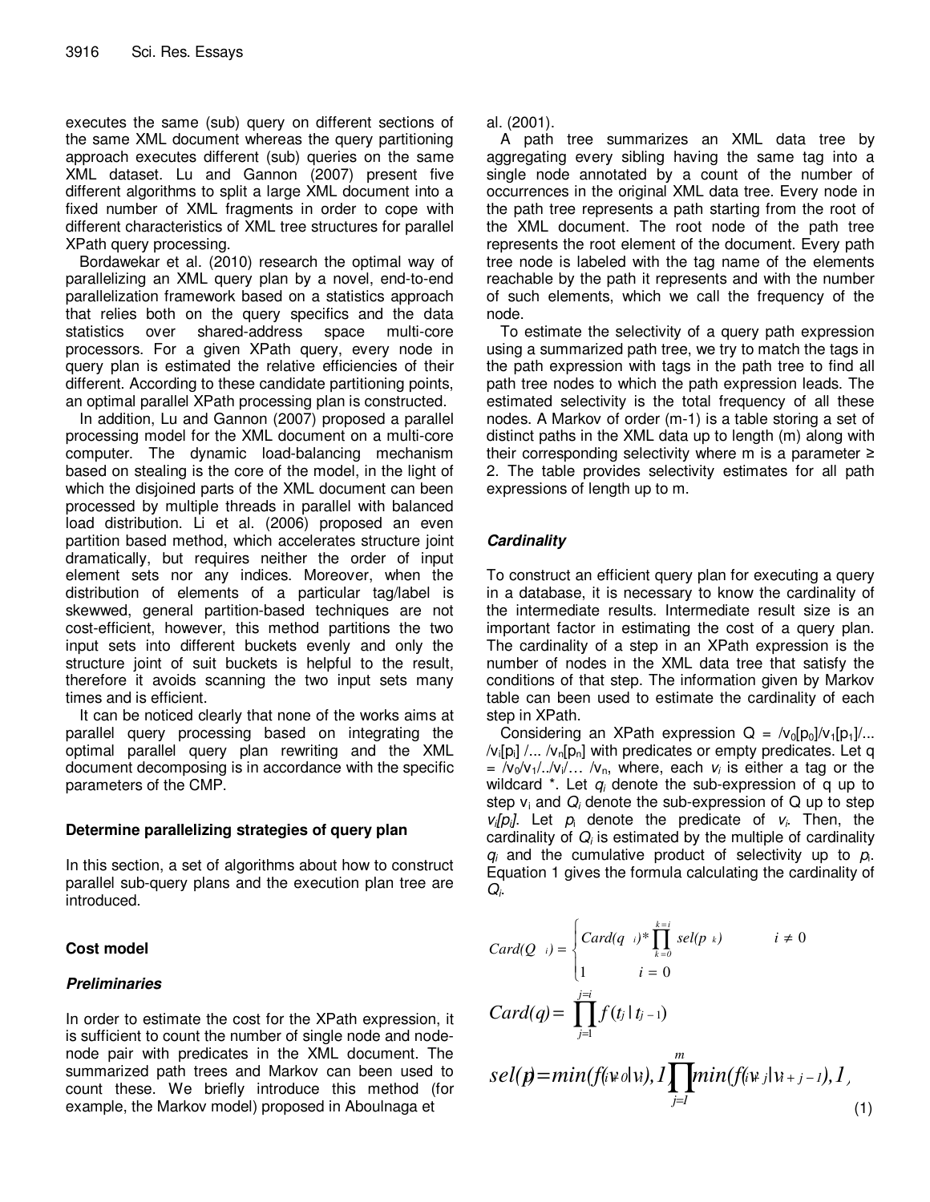executes the same (sub) query on different sections of the same XML document whereas the query partitioning approach executes different (sub) queries on the same XML dataset. Lu and Gannon (2007) present five different algorithms to split a large XML document into a fixed number of XML fragments in order to cope with different characteristics of XML tree structures for parallel XPath query processing.

Bordawekar et al. (2010) research the optimal way of parallelizing an XML query plan by a novel, end-to-end parallelization framework based on a statistics approach that relies both on the query specifics and the data statistics over shared-address space multi-core processors. For a given XPath query, every node in query plan is estimated the relative efficiencies of their different. According to these candidate partitioning points, an optimal parallel XPath processing plan is constructed.

In addition, Lu and Gannon (2007) proposed a parallel processing model for the XML document on a multi-core computer. The dynamic load-balancing mechanism based on stealing is the core of the model, in the light of which the disjoined parts of the XML document can been processed by multiple threads in parallel with balanced load distribution. Li et al. (2006) proposed an even partition based method, which accelerates structure joint dramatically, but requires neither the order of input element sets nor any indices. Moreover, when the distribution of elements of a particular tag/label is skewwed, general partition-based techniques are not cost-efficient, however, this method partitions the two input sets into different buckets evenly and only the structure joint of suit buckets is helpful to the result, therefore it avoids scanning the two input sets many times and is efficient.

It can be noticed clearly that none of the works aims at parallel query processing based on integrating the optimal parallel query plan rewriting and the XML document decomposing is in accordance with the specific parameters of the CMP.

## Determine parallelizing strategies of query plan

In this section, a set of algorithms about how to construct parallel sub-query plans and the execution plan tree are introduced.

### Cost model

#### *Preliminaries*

In order to estimate the cost for the XPath expression, it is sufficient to count the number of single node and node-node pair with predicates in the XML document. The summarized path trees and Markov can been used to count these. We briefly introduce this method (for example, the Markov model) proposed in Aboulnaga et al. (2001).

A path tree summarizes an XML data tree by aggregating every sibling having the same tag into a single node annotated by a count of the number of occurrences in the original XML data tree. Every node in the path tree represents a path starting from the root of the XML document. The root node of the path tree represents the root element of the document. Every path tree node is labeled with the tag name of the elements reachable by the path it represents and with the number of such elements, which we call the frequency of the node.

To estimate the selectivity of a query path expression using a summarized path tree, we try to match the tags in the path expression with tags in the path tree to find all path tree nodes to which the path expression leads. The estimated selectivity is the total frequency of all these nodes. A Markov of order (m-1) is a table storing a set of distinct paths in the XML data up to length (m) along with their corresponding selectivity where m is a parameter ≥ 2. The table provides selectivity estimates for all path expressions of length up to m.

#### *Cardinality*

To construct an efficient query plan for executing a query in a database, it is necessary to know the cardinality of the intermediate results. Intermediate result size is an important factor in estimating the cost of a query plan. The cardinality of a step in an XPath expression is the number of nodes in the XML data tree that satisfy the conditions of that step. The information given by Markov table can been used to estimate the cardinality of each step in XPath.

Considering an XPath expression $Q = /v_0[p_0]/v_1[p_1]/\ldots /v_i[p_i] /\ldots /v_n[p_n]$ with predicates or empty predicates. Let $q = /v_0/v_1/../v_i/\ldots /v_n$, where, each $v_i$ is either a tag or the wildcard *. Let $q_i$ denote the sub-expression of q up to step $v_i$ and $Q_i$ denote the sub-expression of Q up to step $v_i[p_i]$. Let $p_i$ denote the predicate of $v_i$. Then, the cardinality of $Q_i$ is estimated by the multiple of cardinality $q_i$ and the cumulative product of selectivity up to $p_i$. Equation 1 gives the formula calculating the cardinality of $Q_i$.

$$Card(Q_i) = \begin{cases} Card(q_i) * \prod_{k=0}^{k=i} sel(p_k) & i \neq 0 \\ 1 & i = 0 \end{cases}$$

$$Card(q) = \prod_{j=1}^{j=i} f(t_j \mid t_{j-1})$$

$$sel(p) = min(f(v_{i+0} \mid v_i), 1) \prod_{j=1}^{m} min(f(v_{i+j} \mid v_{i+j-1}), 1) \quad (1)$$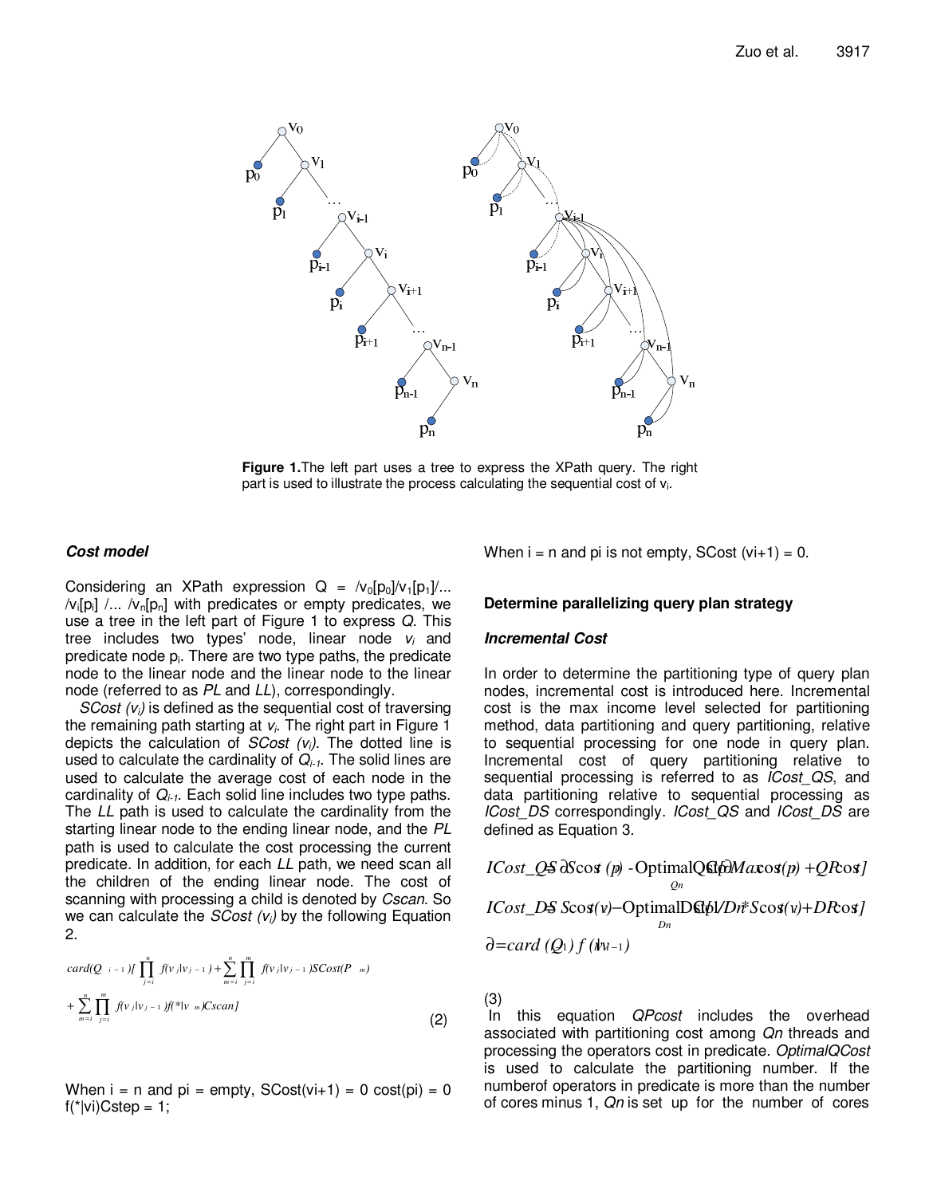**Figure 1.** The left part uses a tree to express the XPath query. The right part is used to illustrate the process calculating the sequential cost of $v_i$.

### *Cost model*

Considering an XPath expression Q = $/v_0[p_0]/v_1[p_1]/\ldots/v_i[p_i]/\ldots/v_n[p_n]$ with predicates or empty predicates, we use a tree in the left part of Figure 1 to express *Q*. This tree includes two types' node, linear node $v_i$ and predicate node $p_i$. There are two type paths, the predicate node to the linear node and the linear node to the linear node (referred to as *PL* and *LL*), correspondingly.

*SCost* ($v_i$) is defined as the sequential cost of traversing the remaining path starting at $v_i$. The right part in Figure 1 depicts the calculation of *SCost* ($v_i$). The dotted line is used to calculate the cardinality of $Q_{i-1}$. The solid lines are used to calculate the average cost of each node in the cardinality of $Q_{i-1}$. Each solid line includes two type paths. The *LL* path is used to calculate the cardinality from the starting linear node to the ending linear node, and the *PL* path is used to calculate the cost processing the current predicate. In addition, for each *LL* path, we need scan all the children of the ending linear node. The cost of scanning with processing a child is denoted by *Cscan*. So we can calculate the *SCost* ($v_i$) by the following Equation 2.

$$card(Q_{i-1})[\prod_{j=i}^{n} f(v_j|v_{j-1}) + \sum_{m=i}^{n}\prod_{j=i}^{m} f(v_j|v_{j-1})SCost(P_m) + \sum_{m=i}^{n}\prod_{j=i}^{m} f(v_j|v_{j-1})f(*|v_m)Cscan] \tag{2}$$

When i = n and pi = empty, SCost(vi+1) = 0 cost(pi) = 0 f(*|vi)Cstep = 1;

When i = n and pi is not empty, SCost (vi+1) = 0.

## Determine parallelizing query plan strategy

### *Incremental Cost*

In order to determine the partitioning type of query plan nodes, incremental cost is introduced here. Incremental cost is the max income level selected for partitioning method, data partitioning and query partitioning, relative to sequential processing for one node in query plan. Incremental cost of query partitioning relative to sequential processing is referred to as *ICost_QS*, and data partitioning relative to sequential processing as *ICost_DS* correspondingly. *ICost_QS* and *ICost_DS* are defined as Equation 3.

$$ICost\_QS = \partial Scost(p) - \text{OptimalQCost}_{Qn}(\partial Maxcost(p) + QPcost]$$

$$ICost\_DS = Scost(v) - \text{OptimalDCost}_{Dn}(1/Dn * Scost(v) + DPcost]$$

$$\partial = card(Q_{i-1})f(*|v_{i-1})$$

(3)

In this equation *QPcost* includes the overhead associated with partitioning cost among *Qn* threads and processing the operators cost in predicate. *OptimalQCost* is used to calculate the partitioning number. If the numberof operators in predicate is more than the number of cores minus 1, *Qn* is set up for the number of cores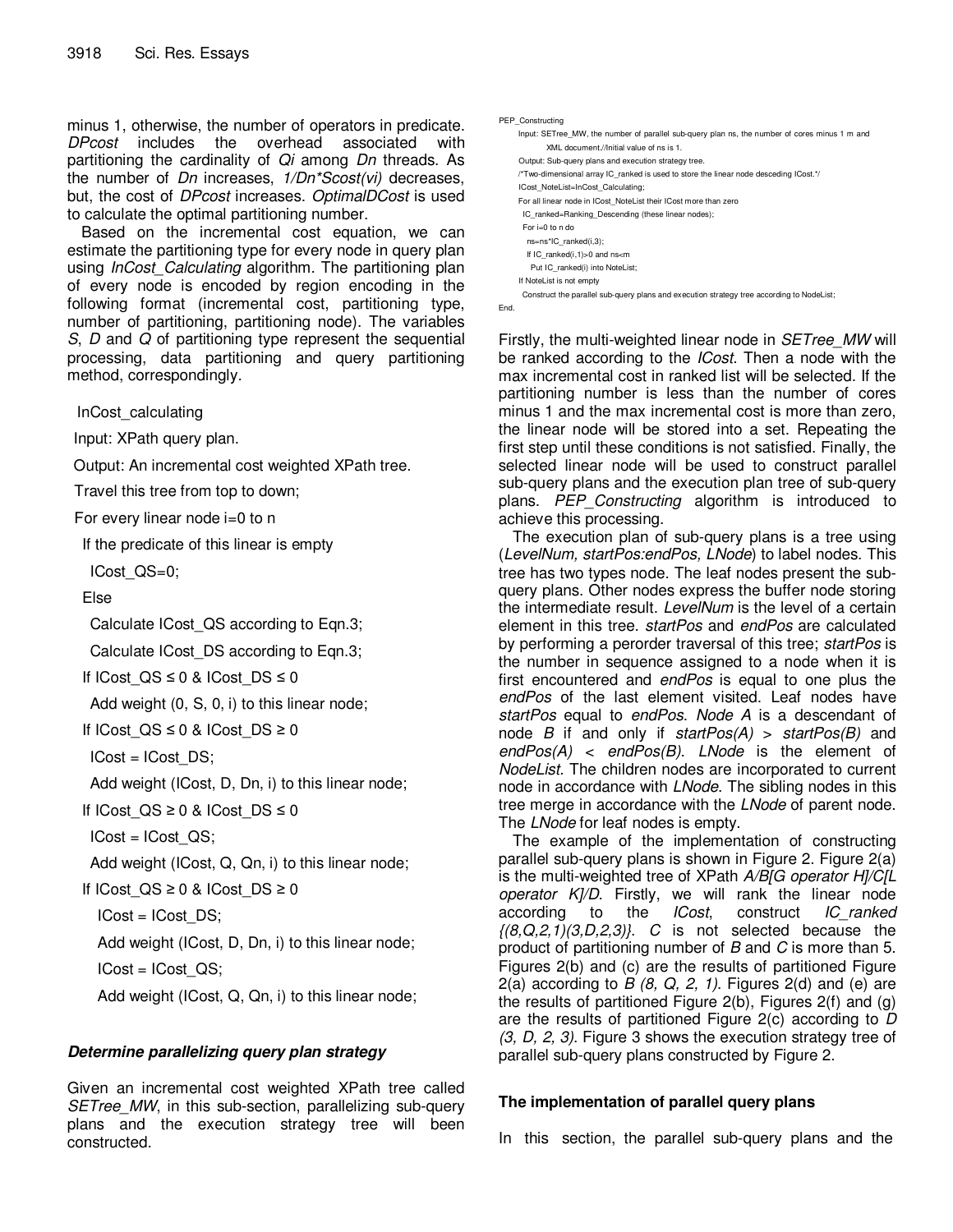minus 1, otherwise, the number of operators in predicate. *DPcost* includes the overhead associated with partitioning the cardinality of *Qi* among *Dn* threads. As the number of *Dn* increases, *1/Dn\*Scost(vi)* decreases, but, the cost of *DPcost* increases. *OptimalDCost* is used to calculate the optimal partitioning number.

Based on the incremental cost equation, we can estimate the partitioning type for every node in query plan using *InCost_Calculating* algorithm. The partitioning plan of every node is encoded by region encoding in the following format (incremental cost, partitioning type, number of partitioning, partitioning node). The variables *S*, *D* and *Q* of partitioning type represent the sequential processing, data partitioning and query partitioning method, correspondingly.

```
InCost_calculating
Input: XPath query plan.
Output: An incremental cost weighted XPath tree.
Travel this tree from top to down;
For every linear node i=0 to n
  If the predicate of this linear is empty
    ICost_QS=0;
  Else
    Calculate ICost_QS according to Eqn.3;
    Calculate ICost_DS according to Eqn.3;
  If ICost_QS ≤ 0 & ICost_DS ≤ 0
    Add weight (0, S, 0, i) to this linear node;
  If ICost_QS ≤ 0 & ICost_DS ≥ 0
    ICost = ICost_DS;
    Add weight (ICost, D, Dn, i) to this linear node;
  If ICost_QS ≥ 0 & ICost_DS ≤ 0
    ICost = ICost_QS;
    Add weight (ICost, Q, Qn, i) to this linear node;
  If ICost_QS ≥ 0 & ICost_DS ≥ 0
    ICost = ICost_DS;
    Add weight (ICost, D, Dn, i) to this linear node;
    ICost = ICost_QS;
    Add weight (ICost, Q, Qn, i) to this linear node;
```

### Determine parallelizing query plan strategy

Given an incremental cost weighted XPath tree called *SETree_MW*, in this sub-section, parallelizing sub-query plans and the execution strategy tree will been constructed.

```
PEP_Constructing
  Input: SETree_MW, the number of parallel sub-query plan ns, the number of cores minus 1 m and
         XML document.//Initial value of ns is 1.
  Output: Sub-query plans and execution strategy tree.
  /*Two-dimensional array IC_ranked is used to store the linear node desceding ICost.*/
  ICost_NoteList=InCost_Calculating;
  For all linear node in ICost_NoteList their ICost more than zero
    IC_ranked=Ranking_Descending (these linear nodes);
   For i=0 to n do
     ns=ns*IC_ranked(i,3);
     If IC_ranked(i,1)>0 and ns<m
       Put IC_ranked(i) into NoteList;
  If NoteList is not empty
   Construct the parallel sub-query plans and execution strategy tree according to NodeList;
End.
```

Firstly, the multi-weighted linear node in *SETree_MW* will be ranked according to the *ICost*. Then a node with the max incremental cost in ranked list will be selected. If the partitioning number is less than the number of cores minus 1 and the max incremental cost is more than zero, the linear node will be stored into a set. Repeating the first step until these conditions is not satisfied. Finally, the selected linear node will be used to construct parallel sub-query plans and the execution plan tree of sub-query plans. *PEP_Constructing* algorithm is introduced to achieve this processing.

The execution plan of sub-query plans is a tree using (*LevelNum, startPos:endPos, LNode*) to label nodes. This tree has two types node. The leaf nodes present the sub-query plans. Other nodes express the buffer node storing the intermediate result. *LevelNum* is the level of a certain element in this tree. *startPos* and *endPos* are calculated by performing a perorder traversal of this tree; *startPos* is the number in sequence assigned to a node when it is first encountered and *endPos* is equal to one plus the *endPos* of the last element visited. Leaf nodes have *startPos* equal to *endPos*. *Node A* is a descendant of node *B* if and only if *startPos(A) > startPos(B)* and *endPos(A) < endPos(B)*. *LNode* is the element of *NodeList*. The children nodes are incorporated to current node in accordance with *LNode*. The sibling nodes in this tree merge in accordance with the *LNode* of parent node. The *LNode* for leaf nodes is empty.

The example of the implementation of constructing parallel sub-query plans is shown in Figure 2. Figure 2(a) is the multi-weighted tree of XPath *A/B[G operator H]/C[L operator K]/D*. Firstly, we will rank the linear node according to the *ICost*, construct *IC_ranked {(8,Q,2,1)(3,D,2,3)}*. *C* is not selected because the product of partitioning number of *B* and *C* is more than 5. Figures 2(b) and (c) are the results of partitioned Figure 2(a) according to *B (8, Q, 2, 1)*. Figures 2(d) and (e) are the results of partitioned Figure 2(b), Figures 2(f) and (g) are the results of partitioned Figure 2(c) according to *D (3, D, 2, 3)*. Figure 3 shows the execution strategy tree of parallel sub-query plans constructed by Figure 2.

### The implementation of parallel query plans

In this section, the parallel sub-query plans and the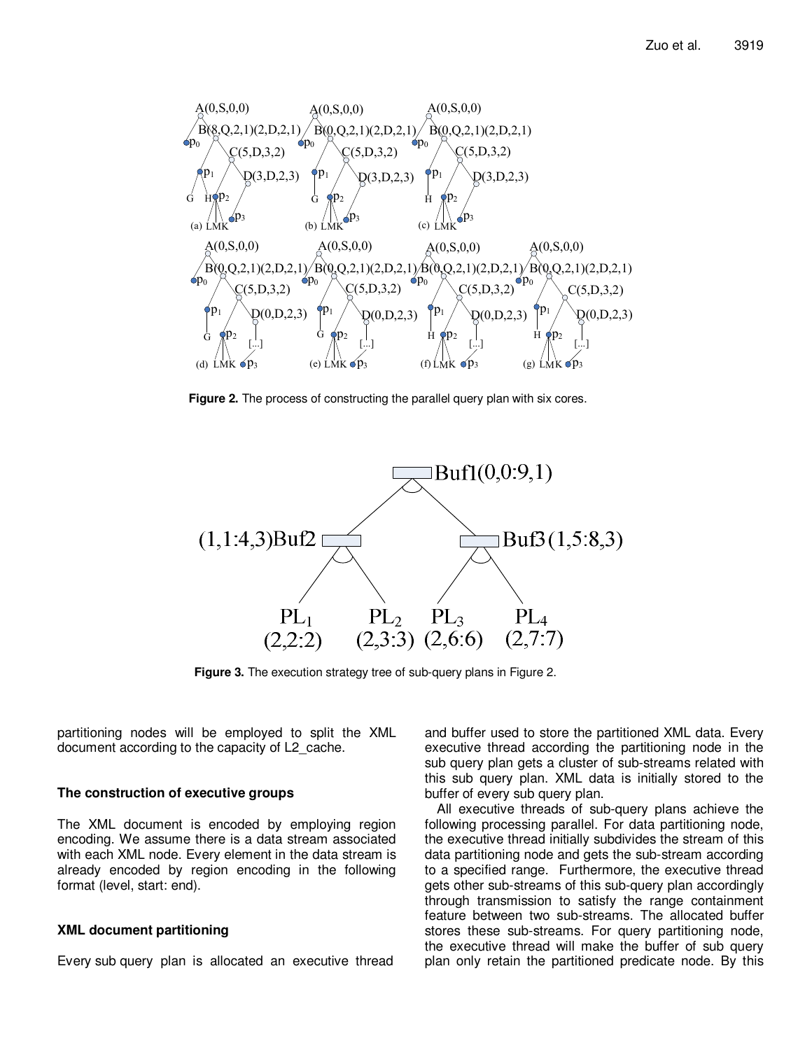**Figure 2.** The process of constructing the parallel query plan with six cores.

**Figure 3.** The execution strategy tree of sub-query plans in Figure 2.

partitioning nodes will be employed to split the XML document according to the capacity of L2_cache.

### The construction of executive groups

The XML document is encoded by employing region encoding. We assume there is a data stream associated with each XML node. Every element in the data stream is already encoded by region encoding in the following format (level, start: end).

### XML document partitioning

Every sub query plan is allocated an executive thread and buffer used to store the partitioned XML data. Every executive thread according the partitioning node in the sub query plan gets a cluster of sub-streams related with this sub query plan. XML data is initially stored to the buffer of every sub query plan.

All executive threads of sub-query plans achieve the following processing parallel. For data partitioning node, the executive thread initially subdivides the stream of this data partitioning node and gets the sub-stream according to a specified range. Furthermore, the executive thread gets other sub-streams of this sub-query plan accordingly through transmission to satisfy the range containment feature between two sub-streams. The allocated buffer stores these sub-streams. For query partitioning node, the executive thread will make the buffer of sub query plan only retain the partitioned predicate node. By this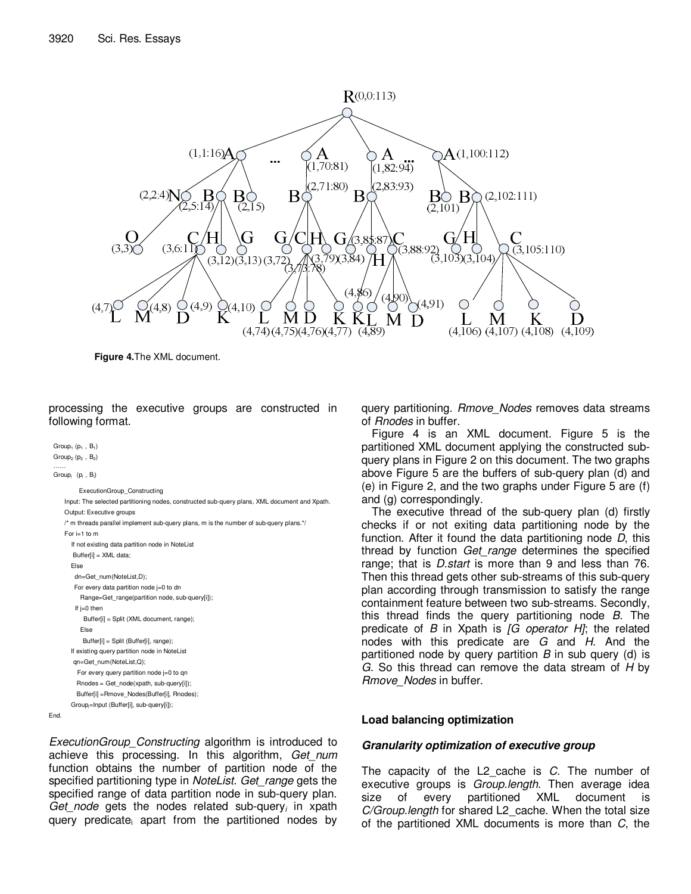**Figure 4.** The XML document.

processing the executive groups are constructed in following format.

```
Group1 (p1 , B1)
Group2 (p2 , B2)
......
Groupi  (pi , Bi)

        ExecutionGroup_Constructing
    Input: The selected partitioning nodes, constructed sub-query plans, XML document and Xpath.
    Output: Executive groups
    /* m threads parallel implement sub-query plans, m is the number of sub-query plans.*/
    For i=1 to m
      If not existing data partition node in NoteList
       Buffer[i] = XML data;
      Else
       dn=Get_num(NoteList,D);
       For every data partition node j=0 to dn
          Range=Get_range(partition node, sub-query[i]);
       If j=0 then
          Buffer[i] = Split (XML document, range);
         Else
          Buffer[i] = Split (Buffer[i], range);
      If existing query partition node in NoteList
       qn=Get_num(NoteList,Q);
        For every query partition node j=0 to qn
        Rnodes = Get_node(xpath, sub-query[i]);
        Buffer[i] =Rmove_Nodes(Buffer[i], Rnodes);
      Groupi=Input (Buffer[i], sub-query[i]);
End.
```

*ExecutionGroup_Constructing* algorithm is introduced to achieve this processing. In this algorithm, *Get_num* function obtains the number of partition node of the specified partitioning type in *NoteList*. *Get_range* gets the specified range of data partition node in sub-query plan. *Get_node* gets the nodes related $\text{sub-query}_i$ in xpath query $\text{predicate}_i$ apart from the partitioned nodes by query partitioning. *Rmove_Nodes* removes data streams of *Rnodes* in buffer.

Figure 4 is an XML document. Figure 5 is the partitioned XML document applying the constructed sub-query plans in Figure 2 on this document. The two graphs above Figure 5 are the buffers of sub-query plan (d) and (e) in Figure 2, and the two graphs under Figure 5 are (f) and (g) correspondingly.

The executive thread of the sub-query plan (d) firstly checks if or not exiting data partitioning node by the function. After it found the data partitioning node *D*, this thread by function *Get_range* determines the specified range; that is *D.start* is more than 9 and less than 76. Then this thread gets other sub-streams of this sub-query plan according through transmission to satisfy the range containment feature between two sub-streams. Secondly, this thread finds the query partitioning node *B*. The predicate of *B* in Xpath is *[G operator H]*; the related nodes with this predicate are *G* and *H*. And the partitioned node by query partition *B* in sub query (d) is *G*. So this thread can remove the data stream of *H* by *Rmove_Nodes* in buffer.

## Load balancing optimization

### Granularity optimization of executive group

The capacity of the L2_cache is *C*. The number of executive groups is *Group.length*. Then average idea size of every partitioned XML document is *C/Group.length* for shared L2_cache. When the total size of the partitioned XML documents is more than *C*, the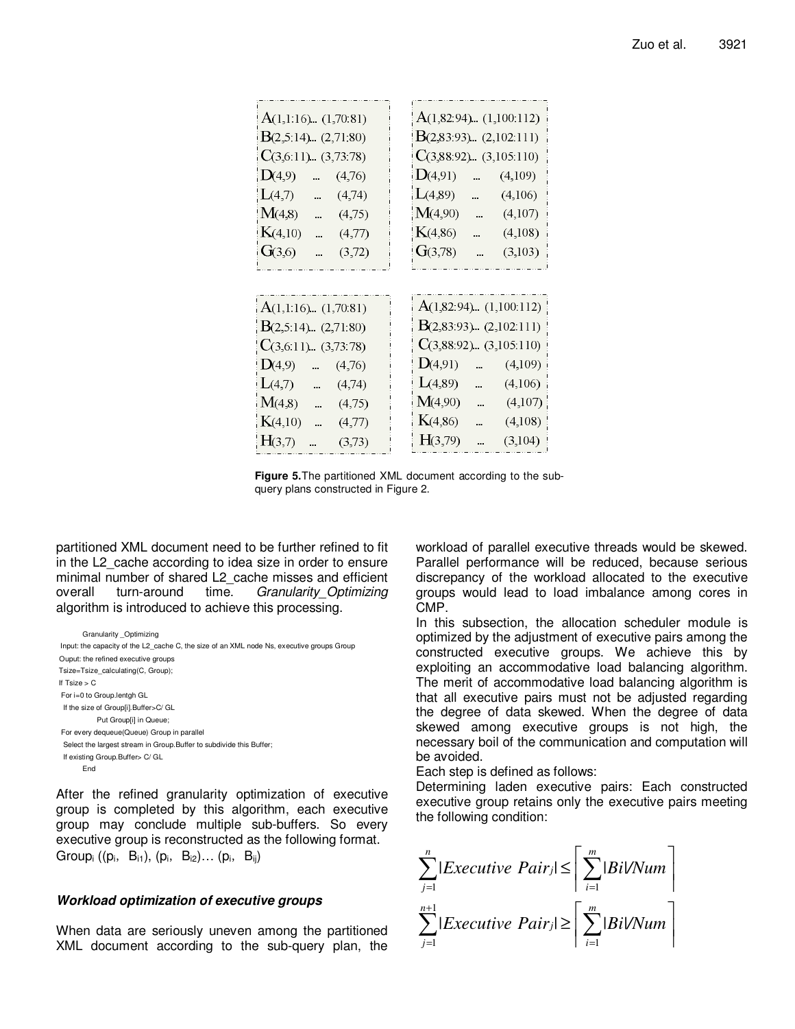| A(1,1:16)... (1,70:81) | A(1,82:94)... (1,100:112) |
|---|---|
| B(2,5:14)... (2,71:80) | B(2,83:93)... (2,102:111) |
| C(3,6:11)... (3,73:78) | C(3,88:92)... (3,105:110) |
| D(4,9) ... (4,76) | D(4,91) ... (4,109) |
| L(4,7) ... (4,74) | L(4,89) ... (4,106) |
| M(4,8) ... (4,75) | M(4,90) ... (4,107) |
| K(4,10) ... (4,77) | K(4,86) ... (4,108) |
| G(3,6) ... (3,72) | G(3,78) ... (3,103) |

| A(1,1:16)... (1,70:81) | A(1,82:94)... (1,100:112) |
|---|---|
| B(2,5:14)... (2,71:80) | B(2,83:93)... (2,102:111) |
| C(3,6:11)... (3,73:78) | C(3,88:92)... (3,105:110) |
| D(4,9) ... (4,76) | D(4,91) ... (4,109) |
| L(4,7) ... (4,74) | L(4,89) ... (4,106) |
| M(4,8) ... (4,75) | M(4,90) ... (4,107) |
| K(4,10) ... (4,77) | K(4,86) ... (4,108) |
| H(3,7) ... (3,73) | H(3,79) ... (3,104) |

**Figure 5.** The partitioned XML document according to the sub-query plans constructed in Figure 2.

partitioned XML document need to be further refined to fit in the L2_cache according to idea size in order to ensure minimal number of shared L2_cache misses and efficient overall turn-around time. *Granularity_Optimizing* algorithm is introduced to achieve this processing.

```
Granularity _Optimizing
Input: the capacity of the L2_cache C, the size of an XML node Ns, executive groups Group
Ouput: the refined executive groups
Tsize=Tsize_calculating(C, Group);
If Tsize > C
 For i=0 to Group.lentgh GL
  If the size of Group[i].Buffer>C/ GL
        Put Group[i] in Queue;
 For every dequeue(Queue) Group in parallel
  Select the largest stream in Group.Buffer to subdivide this Buffer;
  If existing Group.Buffer> C/ GL
   End
```

After the refined granularity optimization of executive group is completed by this algorithm, each executive group may conclude multiple sub-buffers. So every executive group is reconstructed as the following format.

$Group_i ((p_i, B_{i1}), (p_i, B_{i2}) \ldots (p_i, B_{ij})$

### Workload optimization of executive groups

When data are seriously uneven among the partitioned XML document according to the sub-query plan, the workload of parallel executive threads would be skewed. Parallel performance will be reduced, because serious discrepancy of the workload allocated to the executive groups would lead to load imbalance among cores in CMP.

In this subsection, the allocation scheduler module is optimized by the adjustment of executive pairs among the constructed executive groups. We achieve this by exploiting an accommodative load balancing algorithm. The merit of accommodative load balancing algorithm is that all executive pairs must not be adjusted regarding the degree of data skewed. When the degree of data skewed among executive groups is not high, the necessary boil of the communication and computation will be avoided.

Each step is defined as follows:

Determining laden executive pairs: Each constructed executive group retains only the executive pairs meeting the following condition:

$$\sum_{j=1}^{n} |Executive\ Pair_j| \leq \left\lceil \sum_{i=1}^{m} |Bi|/Num \right\rceil$$

$$\sum_{j=1}^{n+1} |Executive\ Pair_j| \geq \left\lceil \sum_{i=1}^{m} |Bi|/Num \right\rceil$$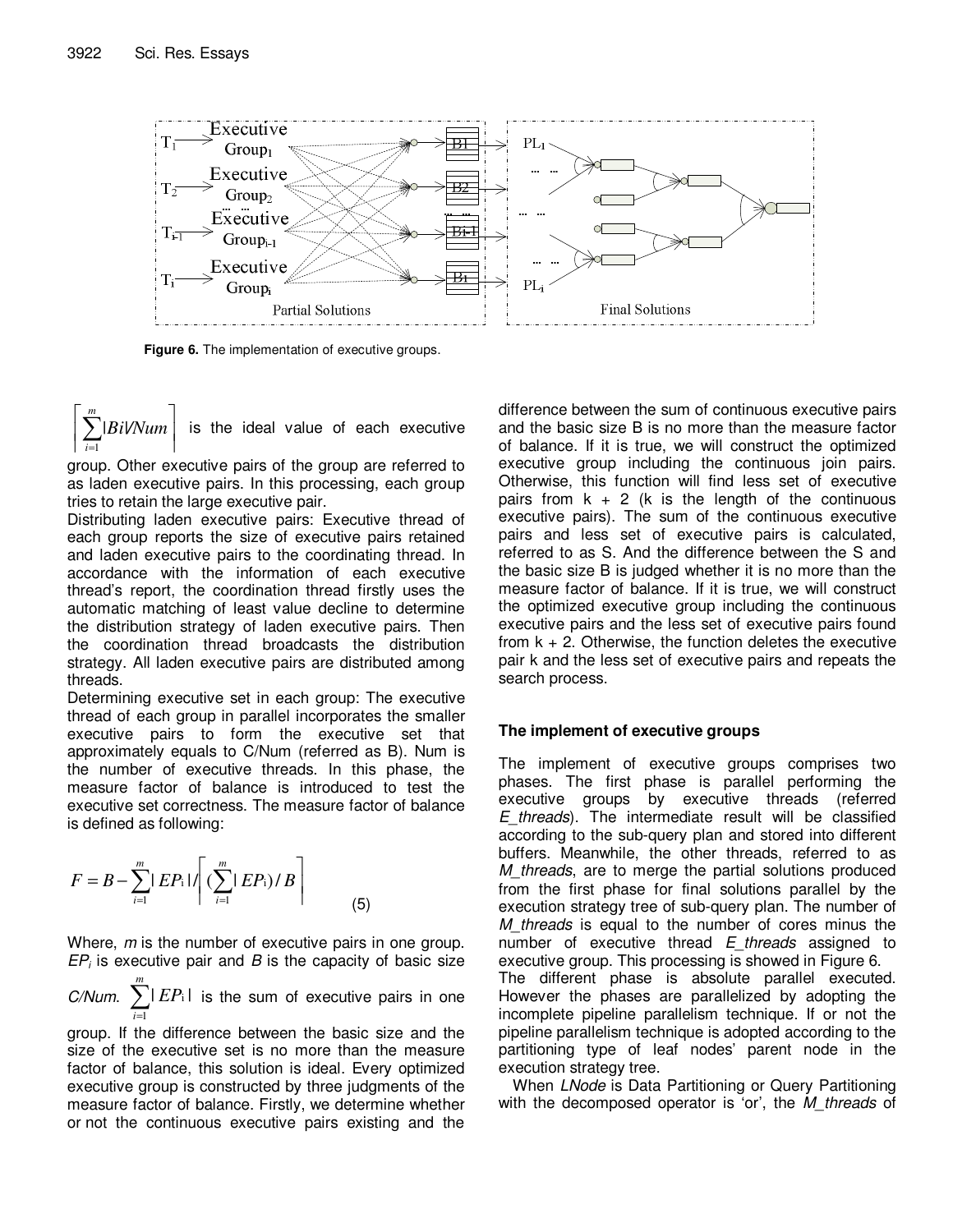**Figure 6.** The implementation of executive groups.

$\left\lceil \sum_{i=1}^{m} |Bi|/Num \right\rceil$ is the ideal value of each executive group. Other executive pairs of the group are referred to as laden executive pairs. In this processing, each group tries to retain the large executive pair.

Distributing laden executive pairs: Executive thread of each group reports the size of executive pairs retained and laden executive pairs to the coordinating thread. In accordance with the information of each executive thread's report, the coordination thread firstly uses the automatic matching of least value decline to determine the distribution strategy of laden executive pairs. Then the coordination thread broadcasts the distribution strategy. All laden executive pairs are distributed among threads.

Determining executive set in each group: The executive thread of each group in parallel incorporates the smaller executive pairs to form the executive set that approximately equals to C/Num (referred as B). Num is the number of executive threads. In this phase, the measure factor of balance is introduced to test the executive set correctness. The measure factor of balance is defined as following:

$$F = B - \sum_{i=1}^{m} |EP_i| / \left\lceil \left(\sum_{i=1}^{m} |EP_i|\right) / B \right\rceil \quad (5)$$

Where, *m* is the number of executive pairs in one group. $EP_i$ is executive pair and *B* is the capacity of basic size *C/Num*. $\sum_{i=1}^{m} |EP_i|$ is the sum of executive pairs in one group. If the difference between the basic size and the size of the executive set is no more than the measure factor of balance, this solution is ideal. Every optimized executive group is constructed by three judgments of the measure factor of balance. Firstly, we determine whether or not the continuous executive pairs existing and the difference between the sum of continuous executive pairs and the basic size B is no more than the measure factor of balance. If it is true, we will construct the optimized executive group including the continuous join pairs. Otherwise, this function will find less set of executive pairs from k + 2 (k is the length of the continuous executive pairs). The sum of the continuous executive pairs and less set of executive pairs is calculated, referred to as S. And the difference between the S and the basic size B is judged whether it is no more than the measure factor of balance. If it is true, we will construct the optimized executive group including the continuous executive pairs and the less set of executive pairs found from k + 2. Otherwise, the function deletes the executive pair k and the less set of executive pairs and repeats the search process.

## The implement of executive groups

The implement of executive groups comprises two phases. The first phase is parallel performing the executive groups by executive threads (referred *E_threads*). The intermediate result will be classified according to the sub-query plan and stored into different buffers. Meanwhile, the other threads, referred to as *M_threads*, are to merge the partial solutions produced from the first phase for final solutions parallel by the execution strategy tree of sub-query plan. The number of *M_threads* is equal to the number of cores minus the number of executive thread *E_threads* assigned to executive group. This processing is showed in Figure 6.

The different phase is absolute parallel executed. However the phases are parallelized by adopting the incomplete pipeline parallelism technique. If or not the pipeline parallelism technique is adopted according to the partitioning type of leaf nodes' parent node in the execution strategy tree.

When *LNode* is Data Partitioning or Query Partitioning with the decomposed operator is 'or', the *M_threads* of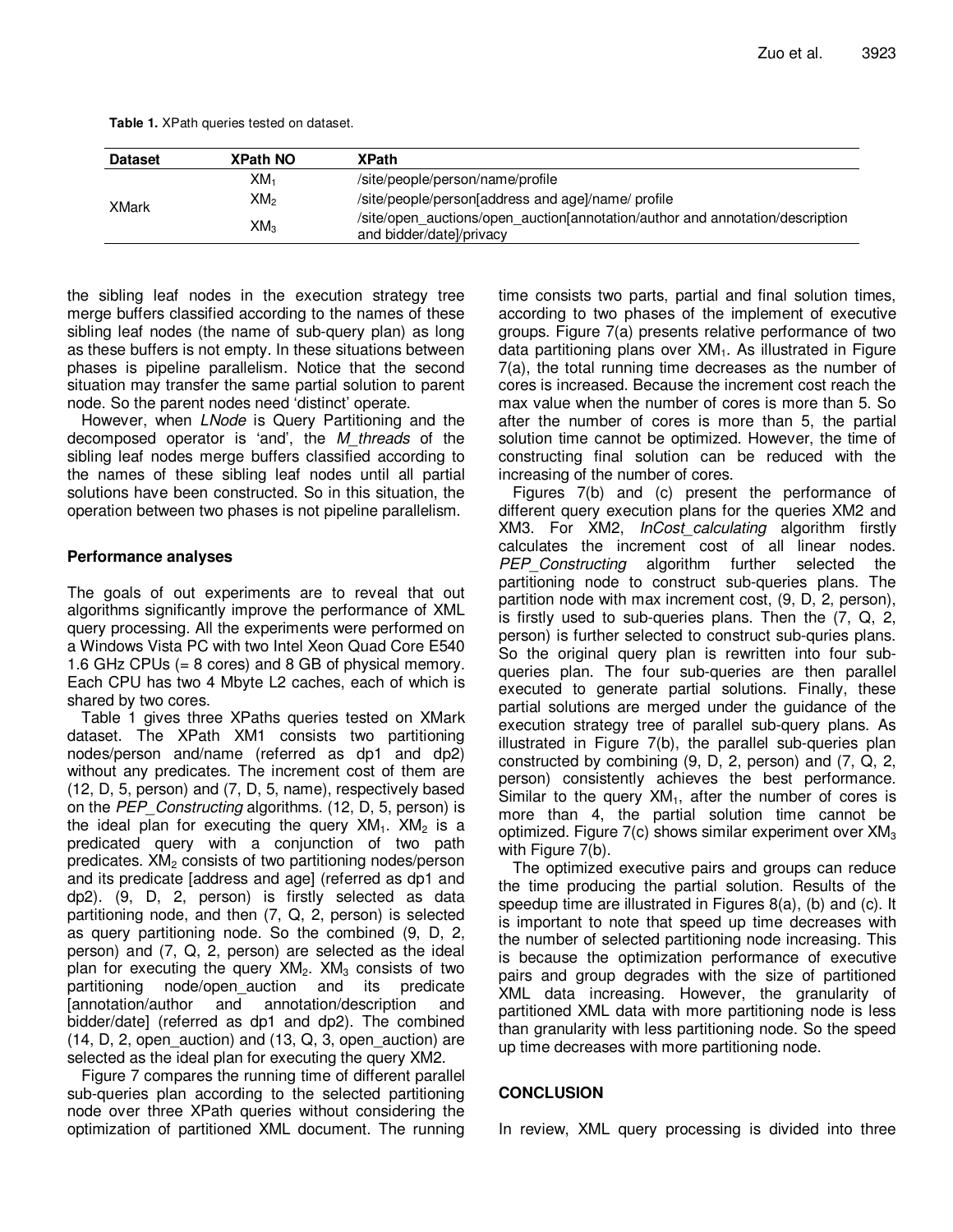**Table 1.** XPath queries tested on dataset.

| Dataset | XPath NO | XPath |
|---|---|---|
| XMark | $XM_1$ | /site/people/person/name/profile |
| | $XM_2$ | /site/people/person[address and age]/name/ profile |
| | $XM_3$ | /site/open_auctions/open_auction[annotation/author and annotation/description and bidder/date]/privacy |

the sibling leaf nodes in the execution strategy tree merge buffers classified according to the names of these sibling leaf nodes (the name of sub-query plan) as long as these buffers is not empty. In these situations between phases is pipeline parallelism. Notice that the second situation may transfer the same partial solution to parent node. So the parent nodes need 'distinct' operate.

However, when *LNode* is Query Partitioning and the decomposed operator is 'and', the *M_threads* of the sibling leaf nodes merge buffers classified according to the names of these sibling leaf nodes until all partial solutions have been constructed. So in this situation, the operation between two phases is not pipeline parallelism.

## Performance analyses

The goals of out experiments are to reveal that out algorithms significantly improve the performance of XML query processing. All the experiments were performed on a Windows Vista PC with two Intel Xeon Quad Core E540 1.6 GHz CPUs (= 8 cores) and 8 GB of physical memory. Each CPU has two 4 Mbyte L2 caches, each of which is shared by two cores.

Table 1 gives three XPaths queries tested on XMark dataset. The XPath XM1 consists two partitioning nodes/person and/name (referred as dp1 and dp2) without any predicates. The increment cost of them are (12, D, 5, person) and (7, D, 5, name), respectively based on the *PEP_Constructing* algorithms. (12, D, 5, person) is the ideal plan for executing the query $XM_1$. $XM_2$ is a predicated query with a conjunction of two path predicates. $XM_2$ consists of two partitioning nodes/person and its predicate [address and age] (referred as dp1 and dp2). (9, D, 2, person) is firstly selected as data partitioning node, and then (7, Q, 2, person) is selected as query partitioning node. So the combined (9, D, 2, person) and (7, Q, 2, person) are selected as the ideal plan for executing the query $XM_2$. $XM_3$ consists of two partitioning node/open_auction and its predicate [annotation/author and annotation/description and bidder/date] (referred as dp1 and dp2). The combined (14, D, 2, open_auction) and (13, Q, 3, open_auction) are selected as the ideal plan for executing the query XM2.

Figure 7 compares the running time of different parallel sub-queries plan according to the selected partitioning node over three XPath queries without considering the optimization of partitioned XML document. The running time consists two parts, partial and final solution times, according to two phases of the implement of executive groups. Figure 7(a) presents relative performance of two data partitioning plans over $XM_1$. As illustrated in Figure 7(a), the total running time decreases as the number of cores is increased. Because the increment cost reach the max value when the number of cores is more than 5. So after the number of cores is more than 5, the partial solution time cannot be optimized. However, the time of constructing final solution can be reduced with the increasing of the number of cores.

Figures 7(b) and (c) present the performance of different query execution plans for the queries XM2 and XM3. For XM2, *InCost_calculating* algorithm firstly calculates the increment cost of all linear nodes. *PEP_Constructing* algorithm further selected the partitioning node to construct sub-queries plans. The partition node with max increment cost, (9, D, 2, person), is firstly used to sub-queries plans. Then the (7, Q, 2, person) is further selected to construct sub-quries plans. So the original query plan is rewritten into four sub-queries plan. The four sub-queries are then parallel executed to generate partial solutions. Finally, these partial solutions are merged under the guidance of the execution strategy tree of parallel sub-query plans. As illustrated in Figure 7(b), the parallel sub-queries plan constructed by combining (9, D, 2, person) and (7, Q, 2, person) consistently achieves the best performance. Similar to the query $XM_1$, after the number of cores is more than 4, the partial solution time cannot be optimized. Figure 7(c) shows similar experiment over $XM_3$ with Figure 7(b).

The optimized executive pairs and groups can reduce the time producing the partial solution. Results of the speedup time are illustrated in Figures 8(a), (b) and (c). It is important to note that speed up time decreases with the number of selected partitioning node increasing. This is because the optimization performance of executive pairs and group degrades with the size of partitioned XML data increasing. However, the granularity of partitioned XML data with more partitioning node is less than granularity with less partitioning node. So the speed up time decreases with more partitioning node.

## CONCLUSION

In review, XML query processing is divided into three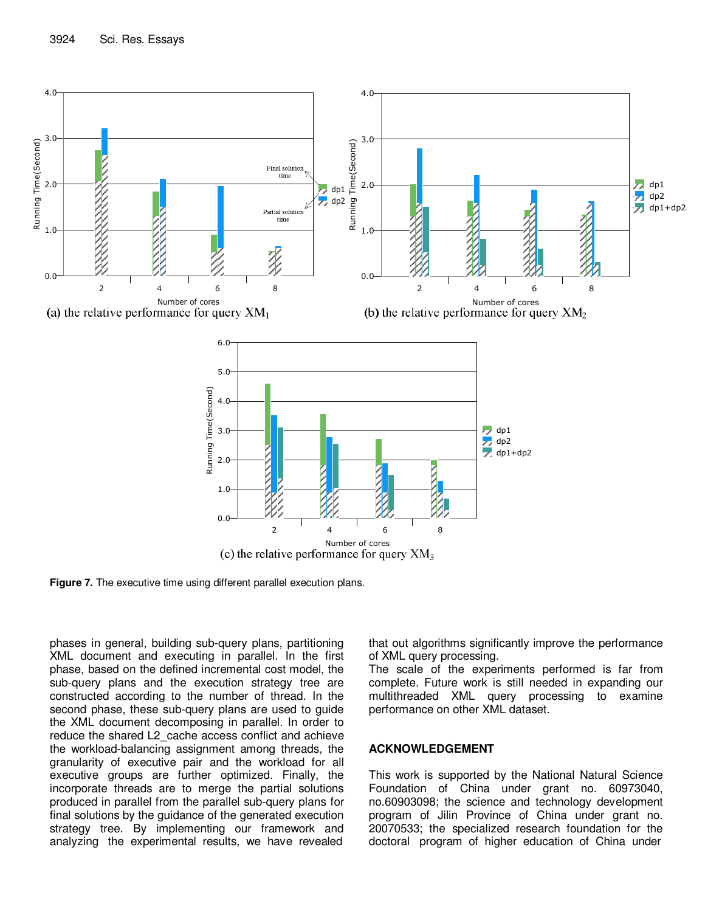Figure 7. The executive time using different parallel execution plans.

phases in general, building sub-query plans, partitioning XML document and executing in parallel. In the first phase, based on the defined incremental cost model, the sub-query plans and the execution strategy tree are constructed according to the number of thread. In the second phase, these sub-query plans are used to guide the XML document decomposing in parallel. In order to reduce the shared L2_cache access conflict and achieve the workload-balancing assignment among threads, the granularity of executive pair and the workload for all executive groups are further optimized. Finally, the incorporate threads are to merge the partial solutions produced in parallel from the parallel sub-query plans for final solutions by the guidance of the generated execution strategy tree. By implementing our framework and analyzing the experimental results, we have revealed that out algorithms significantly improve the performance of XML query processing.

The scale of the experiments performed is far from complete. Future work is still needed in expanding our multithreaded XML query processing to examine performance on other XML dataset.

## ACKNOWLEDGEMENT

This work is supported by the National Natural Science Foundation of China under grant no. 60973040, no.60903098; the science and technology development program of Jilin Province of China under grant no. 20070533; the specialized research foundation for the doctoral program of higher education of China under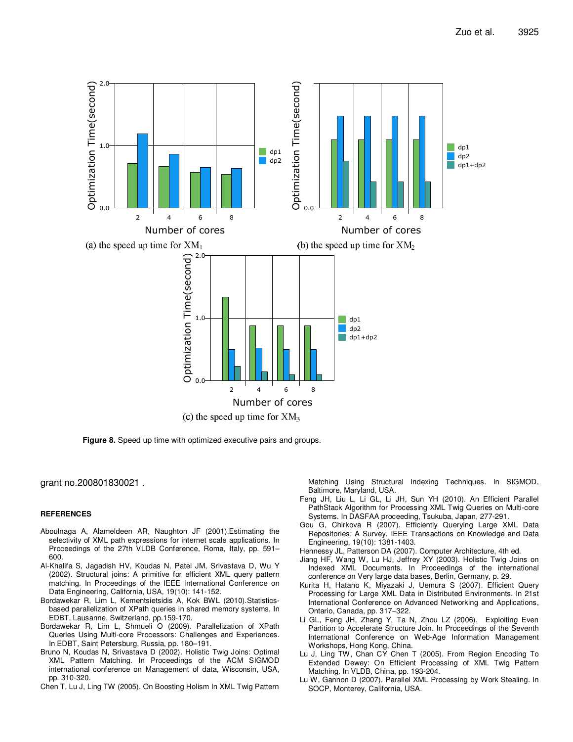(a) the speed up time for $XM_1$

(b) the speed up time for $XM_2$

(c) the speed up time for $XM_3$

**Figure 8.** Speed up time with optimized executive pairs and groups.

grant no.200801830021 .

## REFERENCES

Aboulnaga A, Alameldeen AR, Naughton JF (2001).Estimating the selectivity of XML path expressions for internet scale applications. In Proceedings of the 27th VLDB Conference, Roma, Italy, pp. 591–600.

Al-Khalifa S, Jagadish HV, Koudas N, Patel JM, Srivastava D, Wu Y (2002). Structural joins: A primitive for efficient XML query pattern matching. In Proceedings of the IEEE International Conference on Data Engineering, California, USA, 19(10): 141-152.

Bordawekar R, Lim L, Kementsietsidis A, Kok BWL (2010).Statistics-based parallelization of XPath queries in shared memory systems. In EDBT, Lausanne, Switzerland, pp.159-170.

Bordawekar R, Lim L, Shmueli O (2009). Parallelization of XPath Queries Using Multi-core Processors: Challenges and Experiences. In EDBT, Saint Petersburg, Russia, pp. 180–191.

Bruno N, Koudas N, Srivastava D (2002). Holistic Twig Joins: Optimal XML Pattern Matching. In Proceedings of the ACM SIGMOD international conference on Management of data, Wisconsin, USA, pp. 310-320.

Chen T, Lu J, Ling TW (2005). On Boosting Holism In XML Twig Pattern Matching Using Structural Indexing Techniques. In SIGMOD, Baltimore, Maryland, USA.

Feng JH, Liu L, Li GL, Li JH, Sun YH (2010). An Efficient Parallel PathStack Algorithm for Processing XML Twig Queries on Multi-core Systems. In DASFAA proceeding, Tsukuba, Japan, 277-291.

Gou G, Chirkova R (2007). Efficiently Querying Large XML Data Repositories: A Survey. IEEE Transactions on Knowledge and Data Engineering, 19(10): 1381-1403.

Hennessy JL, Patterson DA (2007). Computer Architecture, 4th ed.

Jiang HF, Wang W, Lu HJ, Jeffrey XY (2003). Holistic Twig Joins on Indexed XML Documents. In Proceedings of the international conference on Very large data bases, Berlin, Germany, p. 29.

Kurita H, Hatano K, Miyazaki J, Uemura S (2007). Efficient Query Processing for Large XML Data in Distributed Environments. In 21st International Conference on Advanced Networking and Applications, Ontario, Canada, pp. 317–322.

Li GL, Feng JH, Zhang Y, Ta N, Zhou LZ (2006). Exploiting Even Partition to Accelerate Structure Join. In Proceedings of the Seventh International Conference on Web-Age Information Management Workshops, Hong Kong, China.

Lu J, Ling TW, Chan CY Chen T (2005). From Region Encoding To Extended Dewey: On Efficient Processing of XML Twig Pattern Matching. In VLDB, China, pp. 193-204.

Lu W, Gannon D (2007). Parallel XML Processing by Work Stealing. In SOCP, Monterey, California, USA.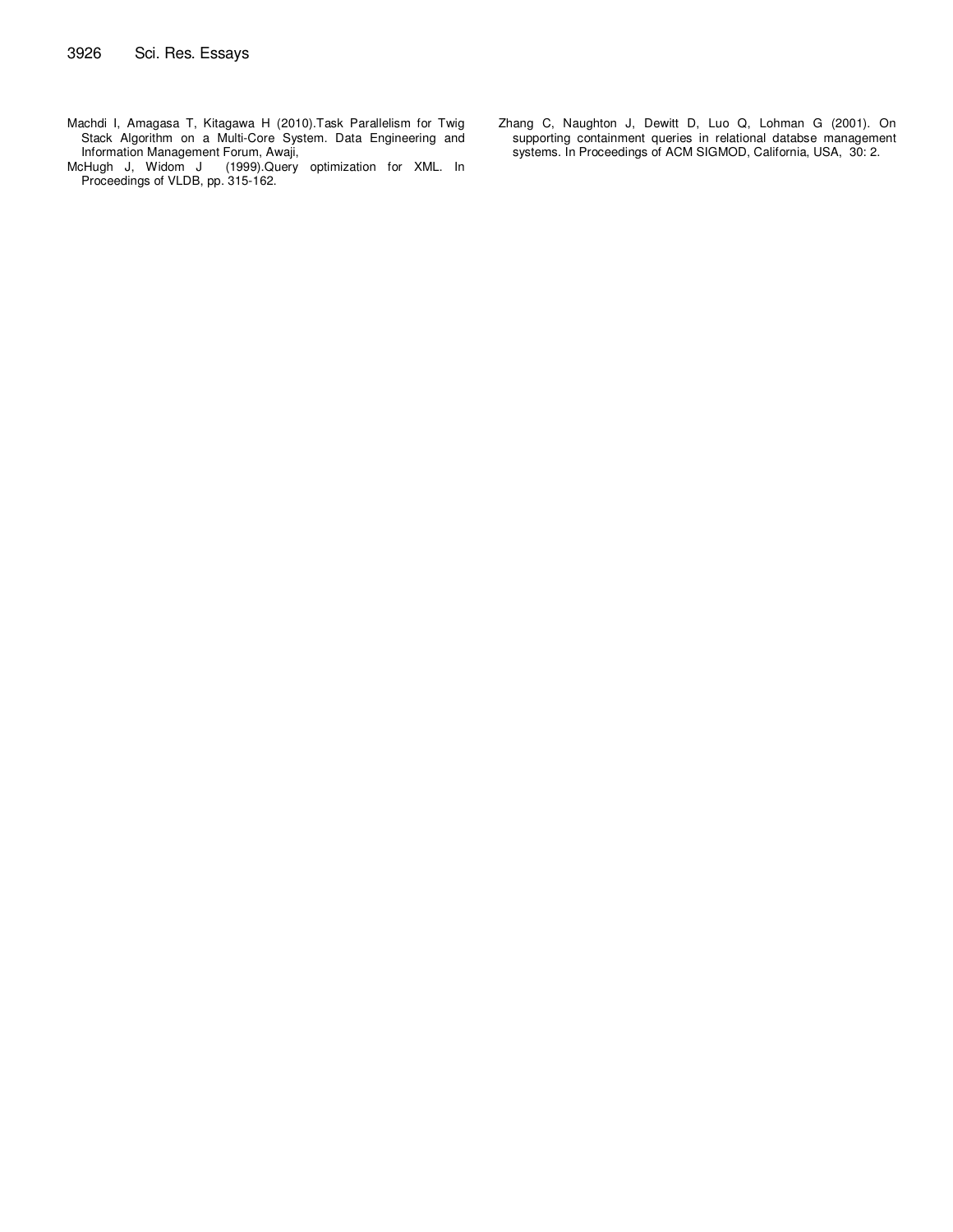Machdi I, Amagasa T, Kitagawa H (2010).Task Parallelism for Twig Stack Algorithm on a Multi-Core System. Data Engineering and Information Management Forum, Awaji,

McHugh J, Widom J (1999).Query optimization for XML. In Proceedings of VLDB, pp. 315-162.

Zhang C, Naughton J, Dewitt D, Luo Q, Lohman G (2001). On supporting containment queries in relational databse management systems. In Proceedings of ACM SIGMOD, California, USA, 30: 2.